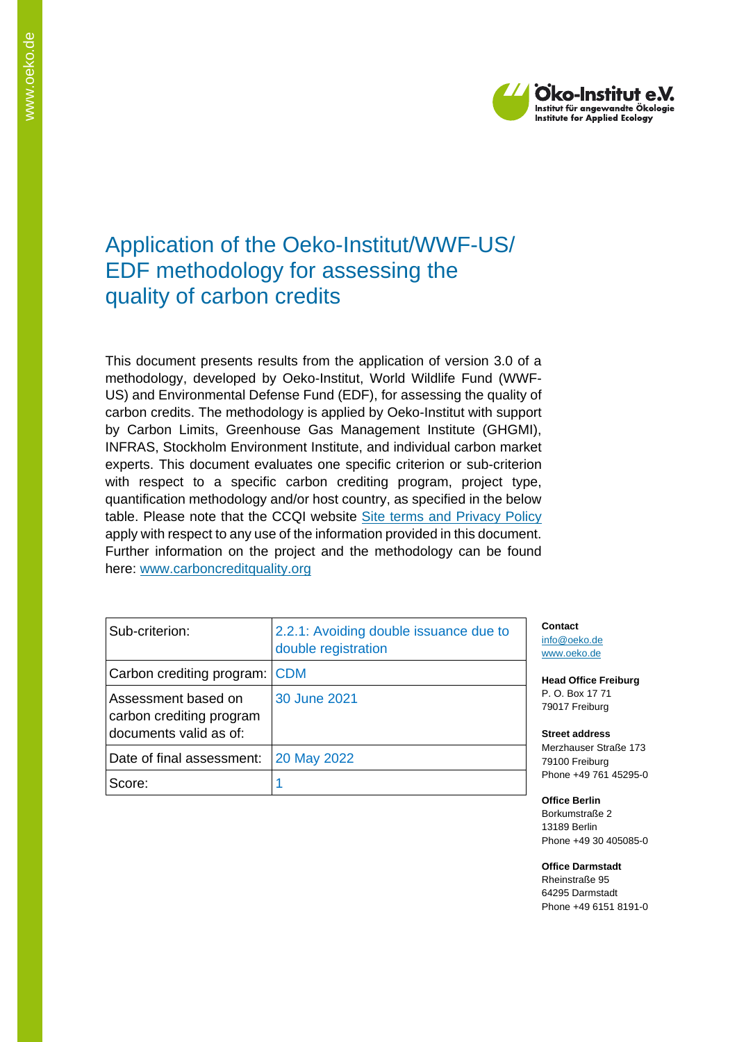# Application of the Oeko-Institut/WWF-US/ EDF methodology for assessing the quality of carbon credits

This document presents results from the application of version 3.0 of a methodology, developed by Oeko-Institut, World Wildlife Fund (WWF-US) and Environmental Defense Fund (EDF), for assessing the quality of carbon credits. The methodology is applied by Oeko-Institut with support by Carbon Limits, Greenhouse Gas Management Institute (GHGMI), INFRAS, Stockholm Environment Institute, and individual carbon market experts. This document evaluates one specific criterion or sub-criterion with respect to a specific carbon crediting program, project type, quantification methodology and/or host country, as specified in the below table. Please note that the CCQI website Site terms and Privacy Policy apply with respect to any use of the information provided in this document. Further information on the project and the methodology can be found here: www.carboncreditquality.org

| Sub-criterion: | 2.2.1: Avoiding double issuance due to double registration |
|---|---|
| Carbon crediting program: | CDM |
| Assessment based on carbon crediting program documents valid as of: | 30 June 2021 |
| Date of final assessment: | 20 May 2022 |
| Score: | 1 |

**Contact**
info@oeko.de
www.oeko.de

**Head Office Freiburg**
P. O. Box 17 71
79017 Freiburg

**Street address**
Merzhauser Straße 173
79100 Freiburg
Phone +49 761 45295-0

**Office Berlin**
Borkumstraße 2
13189 Berlin
Phone +49 30 405085-0

**Office Darmstadt**
Rheinstraße 95
64295 Darmstadt
Phone +49 6151 8191-0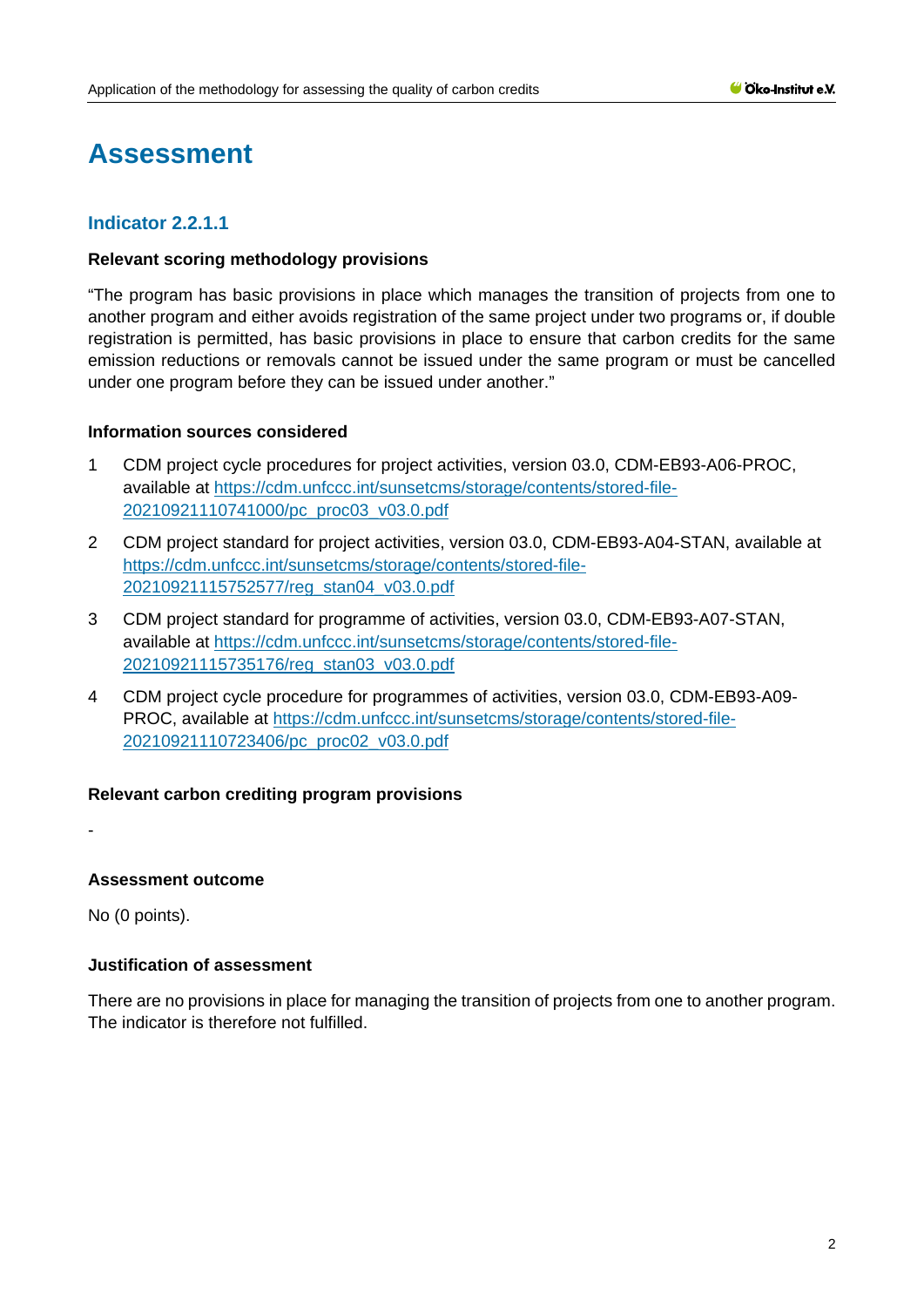# Assessment

## Indicator 2.2.1.1

**Relevant scoring methodology provisions**

"The program has basic provisions in place which manages the transition of projects from one to another program and either avoids registration of the same project under two programs or, if double registration is permitted, has basic provisions in place to ensure that carbon credits for the same emission reductions or removals cannot be issued under the same program or must be cancelled under one program before they can be issued under another."

**Information sources considered**

1 CDM project cycle procedures for project activities, version 03.0, CDM-EB93-A06-PROC, available at https://cdm.unfccc.int/sunsetcms/storage/contents/stored-file-20210921110741000/pc_proc03_v03.0.pdf

2 CDM project standard for project activities, version 03.0, CDM-EB93-A04-STAN, available at https://cdm.unfccc.int/sunsetcms/storage/contents/stored-file-20210921115752577/reg_stan04_v03.0.pdf

3 CDM project standard for programme of activities, version 03.0, CDM-EB93-A07-STAN, available at https://cdm.unfccc.int/sunsetcms/storage/contents/stored-file-20210921115735176/reg_stan03_v03.0.pdf

4 CDM project cycle procedure for programmes of activities, version 03.0, CDM-EB93-A09-PROC, available at https://cdm.unfccc.int/sunsetcms/storage/contents/stored-file-20210921110723406/pc_proc02_v03.0.pdf

**Relevant carbon crediting program provisions**

-

**Assessment outcome**

No (0 points).

**Justification of assessment**

There are no provisions in place for managing the transition of projects from one to another program. The indicator is therefore not fulfilled.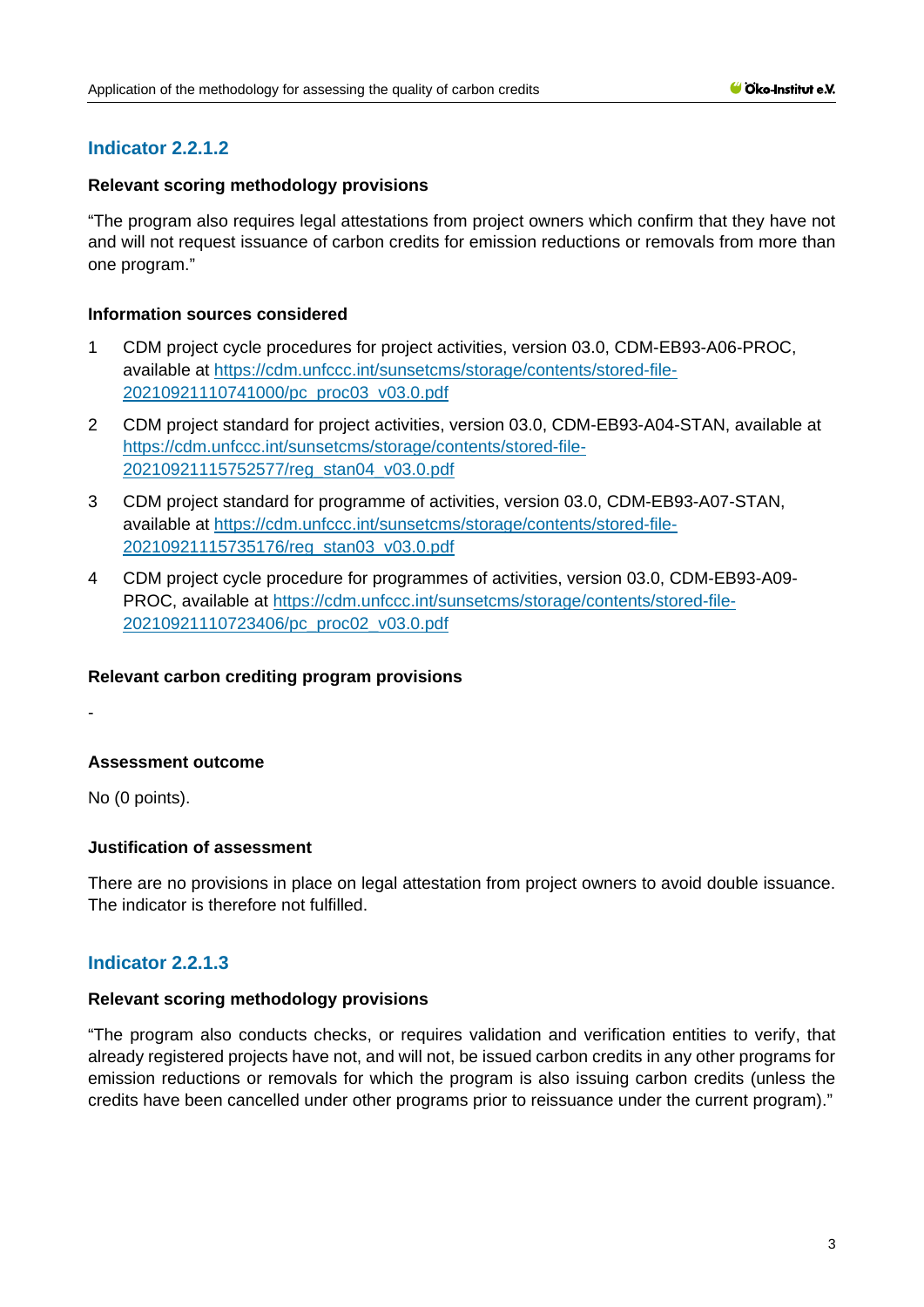## Indicator 2.2.1.2

**Relevant scoring methodology provisions**

"The program also requires legal attestations from project owners which confirm that they have not and will not request issuance of carbon credits for emission reductions or removals from more than one program."

**Information sources considered**

1. CDM project cycle procedures for project activities, version 03.0, CDM-EB93-A06-PROC, available at https://cdm.unfccc.int/sunsetcms/storage/contents/stored-file-20210921110741000/pc_proc03_v03.0.pdf
2. CDM project standard for project activities, version 03.0, CDM-EB93-A04-STAN, available at https://cdm.unfccc.int/sunsetcms/storage/contents/stored-file-20210921115752577/reg_stan04_v03.0.pdf
3. CDM project standard for programme of activities, version 03.0, CDM-EB93-A07-STAN, available at https://cdm.unfccc.int/sunsetcms/storage/contents/stored-file-20210921115735176/reg_stan03_v03.0.pdf
4. CDM project cycle procedure for programmes of activities, version 03.0, CDM-EB93-A09-PROC, available at https://cdm.unfccc.int/sunsetcms/storage/contents/stored-file-20210921110723406/pc_proc02_v03.0.pdf

**Relevant carbon crediting program provisions**

-

**Assessment outcome**

No (0 points).

**Justification of assessment**

There are no provisions in place on legal attestation from project owners to avoid double issuance. The indicator is therefore not fulfilled.

## Indicator 2.2.1.3

**Relevant scoring methodology provisions**

"The program also conducts checks, or requires validation and verification entities to verify, that already registered projects have not, and will not, be issued carbon credits in any other programs for emission reductions or removals for which the program is also issuing carbon credits (unless the credits have been cancelled under other programs prior to reissuance under the current program)."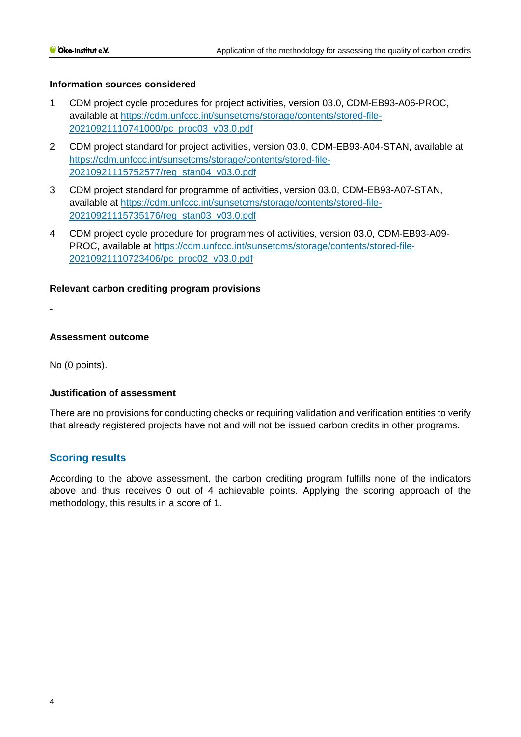#### Information sources considered

1. CDM project cycle procedures for project activities, version 03.0, CDM-EB93-A06-PROC, available at https://cdm.unfccc.int/sunsetcms/storage/contents/stored-file-20210921110741000/pc_proc03_v03.0.pdf
2. CDM project standard for project activities, version 03.0, CDM-EB93-A04-STAN, available at https://cdm.unfccc.int/sunsetcms/storage/contents/stored-file-20210921115752577/reg_stan04_v03.0.pdf
3. CDM project standard for programme of activities, version 03.0, CDM-EB93-A07-STAN, available at https://cdm.unfccc.int/sunsetcms/storage/contents/stored-file-20210921115735176/reg_stan03_v03.0.pdf
4. CDM project cycle procedure for programmes of activities, version 03.0, CDM-EB93-A09-PROC, available at https://cdm.unfccc.int/sunsetcms/storage/contents/stored-file-20210921110723406/pc_proc02_v03.0.pdf

#### Relevant carbon crediting program provisions

-

#### Assessment outcome

No (0 points).

#### Justification of assessment

There are no provisions for conducting checks or requiring validation and verification entities to verify that already registered projects have not and will not be issued carbon credits in other programs.

### Scoring results

According to the above assessment, the carbon crediting program fulfills none of the indicators above and thus receives 0 out of 4 achievable points. Applying the scoring approach of the methodology, this results in a score of 1.